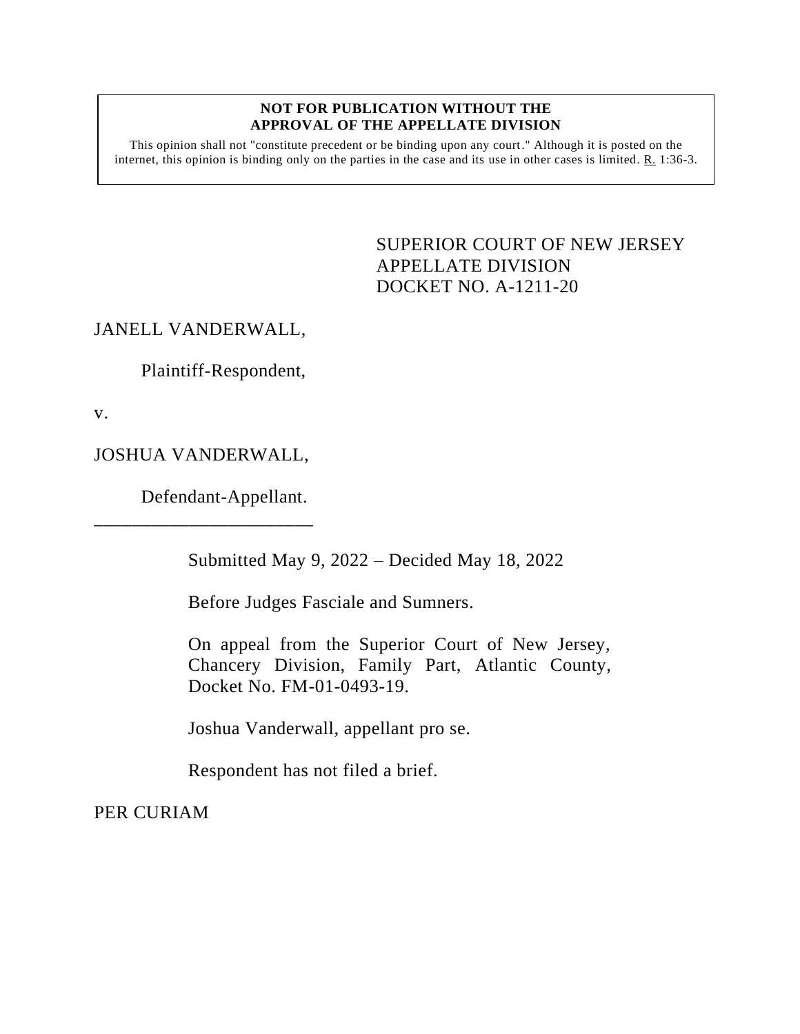**NOT FOR PUBLICATION WITHOUT THE APPROVAL OF THE APPELLATE DIVISION**

This opinion shall not "constitute precedent or be binding upon any court." Although it is posted on the internet, this opinion is binding only on the parties in the case and its use in other cases is limited. R. 1:36-3.

SUPERIOR COURT OF NEW JERSEY
APPELLATE DIVISION
DOCKET NO. A-1211-20

JANELL VANDERWALL,

Plaintiff-Respondent,

v.

JOSHUA VANDERWALL,

Defendant-Appellant.

________________________

Submitted May 9, 2022 – Decided May 18, 2022

Before Judges Fasciale and Sumners.

On appeal from the Superior Court of New Jersey, Chancery Division, Family Part, Atlantic County, Docket No. FM-01-0493-19.

Joshua Vanderwall, appellant pro se.

Respondent has not filed a brief.

PER CURIAM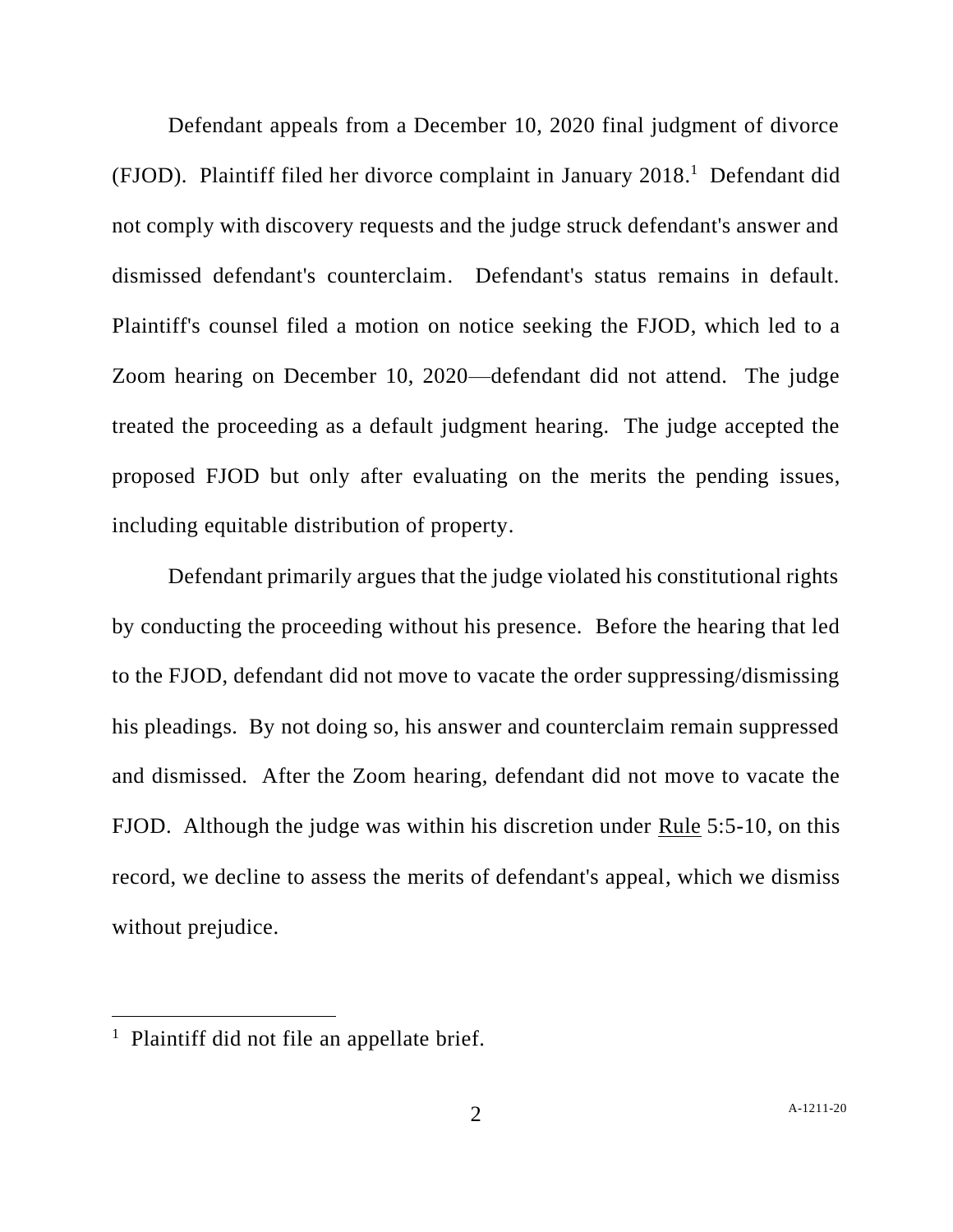Defendant appeals from a December 10, 2020 final judgment of divorce (FJOD). Plaintiff filed her divorce complaint in January 2018.[1] Defendant did not comply with discovery requests and the judge struck defendant's answer and dismissed defendant's counterclaim. Defendant's status remains in default. Plaintiff's counsel filed a motion on notice seeking the FJOD, which led to a Zoom hearing on December 10, 2020—defendant did not attend. The judge treated the proceeding as a default judgment hearing. The judge accepted the proposed FJOD but only after evaluating on the merits the pending issues, including equitable distribution of property.

Defendant primarily argues that the judge violated his constitutional rights by conducting the proceeding without his presence. Before the hearing that led to the FJOD, defendant did not move to vacate the order suppressing/dismissing his pleadings. By not doing so, his answer and counterclaim remain suppressed and dismissed. After the Zoom hearing, defendant did not move to vacate the FJOD. Although the judge was within his discretion under Rule 5:5-10, on this record, we decline to assess the merits of defendant's appeal, which we dismiss without prejudice.

---

[1] Plaintiff did not file an appellate brief.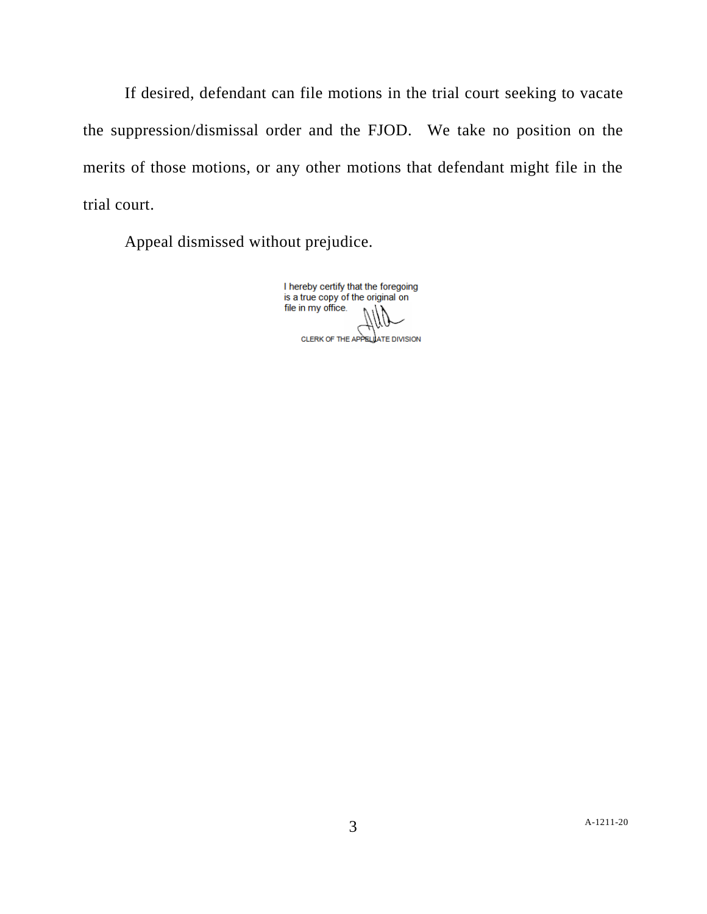If desired, defendant can file motions in the trial court seeking to vacate the suppression/dismissal order and the FJOD. We take no position on the merits of those motions, or any other motions that defendant might file in the trial court.

Appeal dismissed without prejudice.

I hereby certify that the foregoing is a true copy of the original on file in my office.

CLERK OF THE APPELLATE DIVISION